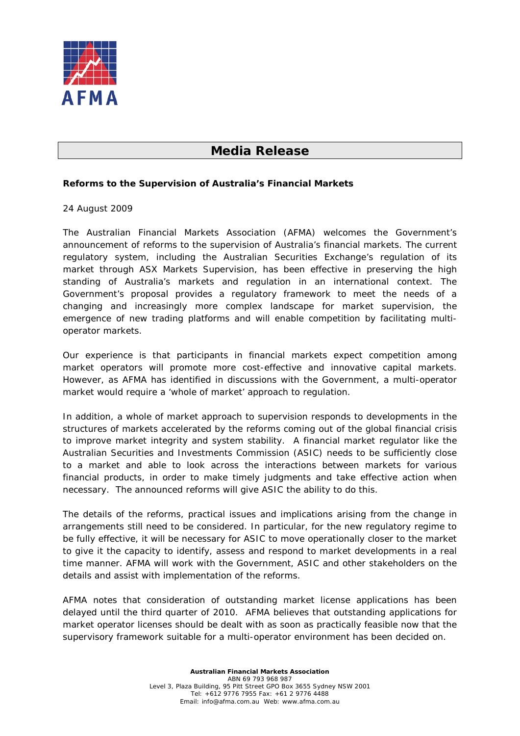AFMA

# Media Release

**Reforms to the Supervision of Australia's Financial Markets**

24 August 2009

The Australian Financial Markets Association (AFMA) welcomes the Government's announcement of reforms to the supervision of Australia's financial markets. The current regulatory system, including the Australian Securities Exchange's regulation of its market through ASX Markets Supervision, has been effective in preserving the high standing of Australia's markets and regulation in an international context. The Government's proposal provides a regulatory framework to meet the needs of a changing and increasingly more complex landscape for market supervision, the emergence of new trading platforms and will enable competition by facilitating multi-operator markets.

Our experience is that participants in financial markets expect competition among market operators will promote more cost-effective and innovative capital markets. However, as AFMA has identified in discussions with the Government, a multi-operator market would require a 'whole of market' approach to regulation.

In addition, a whole of market approach to supervision responds to developments in the structures of markets accelerated by the reforms coming out of the global financial crisis to improve market integrity and system stability. A financial market regulator like the Australian Securities and Investments Commission (ASIC) needs to be sufficiently close to a market and able to look across the interactions between markets for various financial products, in order to make timely judgments and take effective action when necessary. The announced reforms will give ASIC the ability to do this.

The details of the reforms, practical issues and implications arising from the change in arrangements still need to be considered. In particular, for the new regulatory regime to be fully effective, it will be necessary for ASIC to move operationally closer to the market to give it the capacity to identify, assess and respond to market developments in a real time manner. AFMA will work with the Government, ASIC and other stakeholders on the details and assist with implementation of the reforms.

AFMA notes that consideration of outstanding market license applications has been delayed until the third quarter of 2010. AFMA believes that outstanding applications for market operator licenses should be dealt with as soon as practically feasible now that the supervisory framework suitable for a multi-operator environment has been decided on.

**Australian Financial Markets Association**
ABN 69 793 968 987
Level 3, Plaza Building, 95 Pitt Street GPO Box 3655 Sydney NSW 2001
Tel: +612 9776 7955 Fax: +61 2 9776 4488
Email: info@afma.com.au Web: www.afma.com.au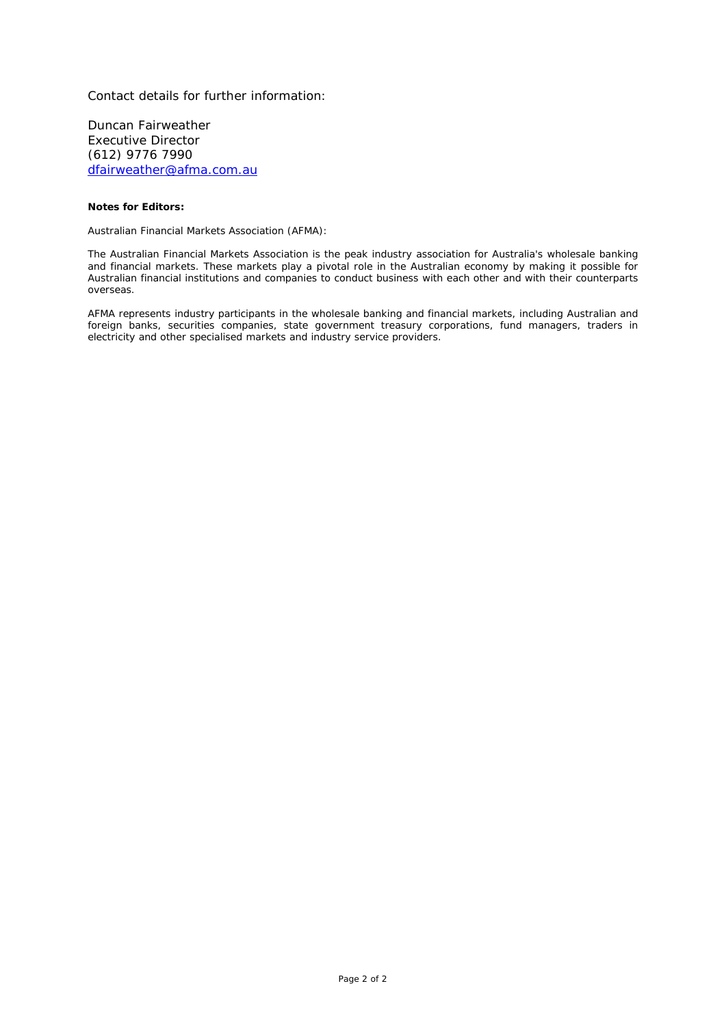Contact details for further information:

Duncan Fairweather
Executive Director
(612) 9776 7990
[dfairweather@afma.com.au](mailto:dfairweather@afma.com.au)

**Notes for Editors:**

Australian Financial Markets Association (AFMA):

The Australian Financial Markets Association is the peak industry association for Australia's wholesale banking and financial markets. These markets play a pivotal role in the Australian economy by making it possible for Australian financial institutions and companies to conduct business with each other and with their counterparts overseas.

AFMA represents industry participants in the wholesale banking and financial markets, including Australian and foreign banks, securities companies, state government treasury corporations, fund managers, traders in electricity and other specialised markets and industry service providers.